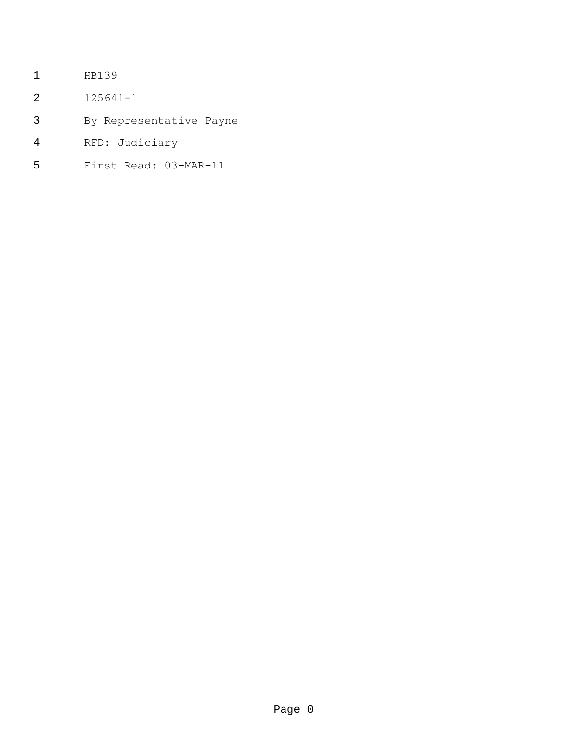HB139

125641-1

By Representative Payne

RFD: Judiciary

First Read: 03-MAR-11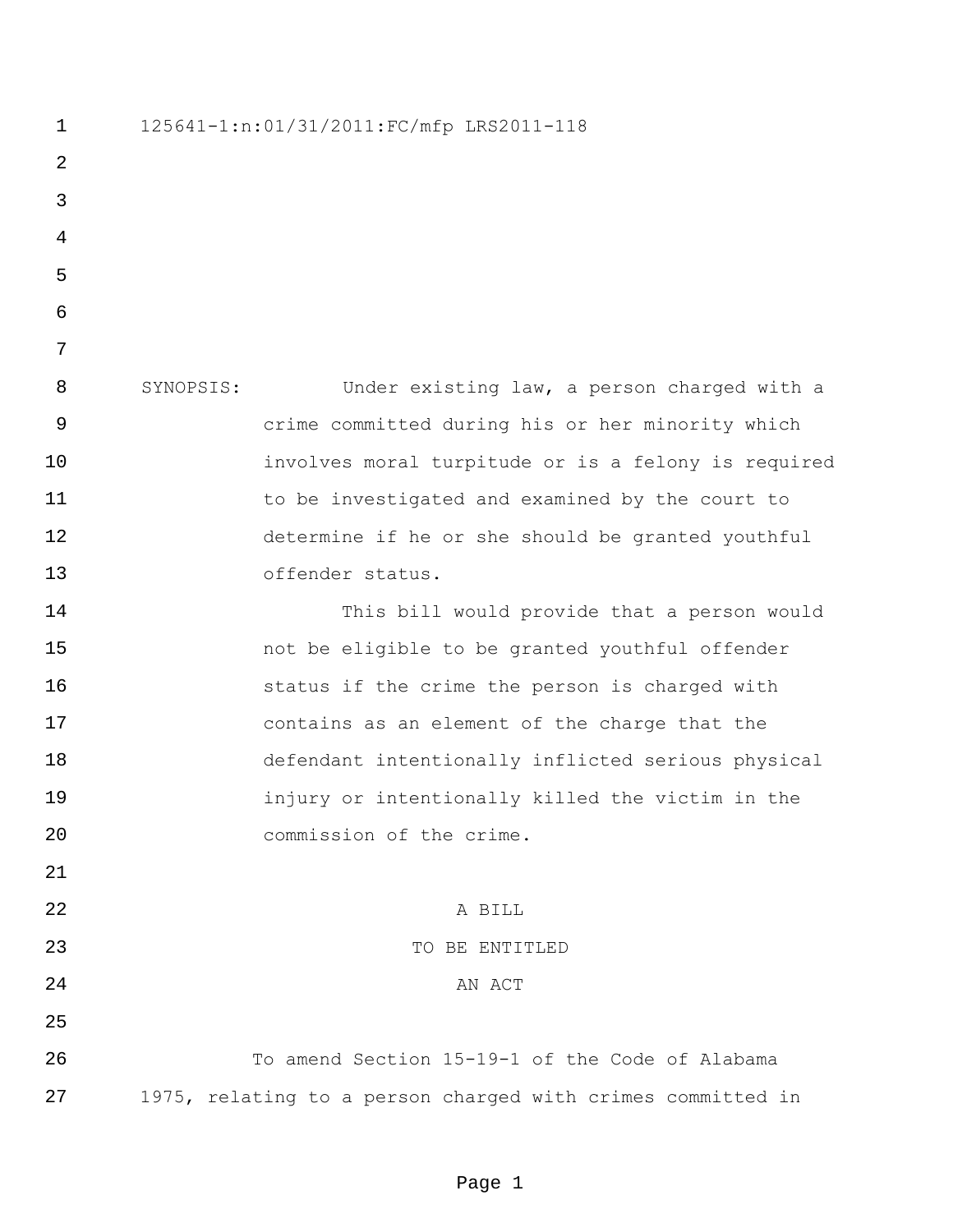125641-1:n:01/31/2011:FC/mfp LRS2011-118

SYNOPSIS: Under existing law, a person charged with a crime committed during his or her minority which involves moral turpitude or is a felony is required to be investigated and examined by the court to determine if he or she should be granted youthful offender status.

This bill would provide that a person would not be eligible to be granted youthful offender status if the crime the person is charged with contains as an element of the charge that the defendant intentionally inflicted serious physical injury or intentionally killed the victim in the commission of the crime.

A BILL

TO BE ENTITLED

AN ACT

To amend Section 15-19-1 of the Code of Alabama 1975, relating to a person charged with crimes committed in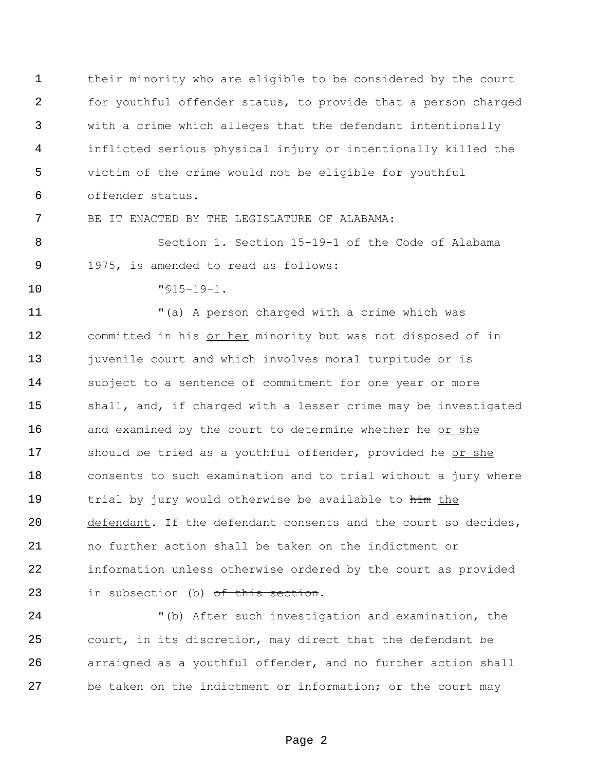their minority who are eligible to be considered by the court for youthful offender status, to provide that a person charged with a crime which alleges that the defendant intentionally inflicted serious physical injury or intentionally killed the victim of the crime would not be eligible for youthful offender status.

BE IT ENACTED BY THE LEGISLATURE OF ALABAMA:

Section 1. Section 15-19-1 of the Code of Alabama 1975, is amended to read as follows:

"§15-19-1.

"(a) A person charged with a crime which was committed in his <u>or her</u> minority but was not disposed of in juvenile court and which involves moral turpitude or is subject to a sentence of commitment for one year or more shall, and, if charged with a lesser crime may be investigated and examined by the court to determine whether he <u>or she</u> should be tried as a youthful offender, provided he <u>or she</u> consents to such examination and to trial without a jury where trial by jury would otherwise be available to ~~him~~ <u>the defendant</u>. If the defendant consents and the court so decides, no further action shall be taken on the indictment or information unless otherwise ordered by the court as provided in subsection (b) ~~of this section~~.

"(b) After such investigation and examination, the court, in its discretion, may direct that the defendant be arraigned as a youthful offender, and no further action shall be taken on the indictment or information; or the court may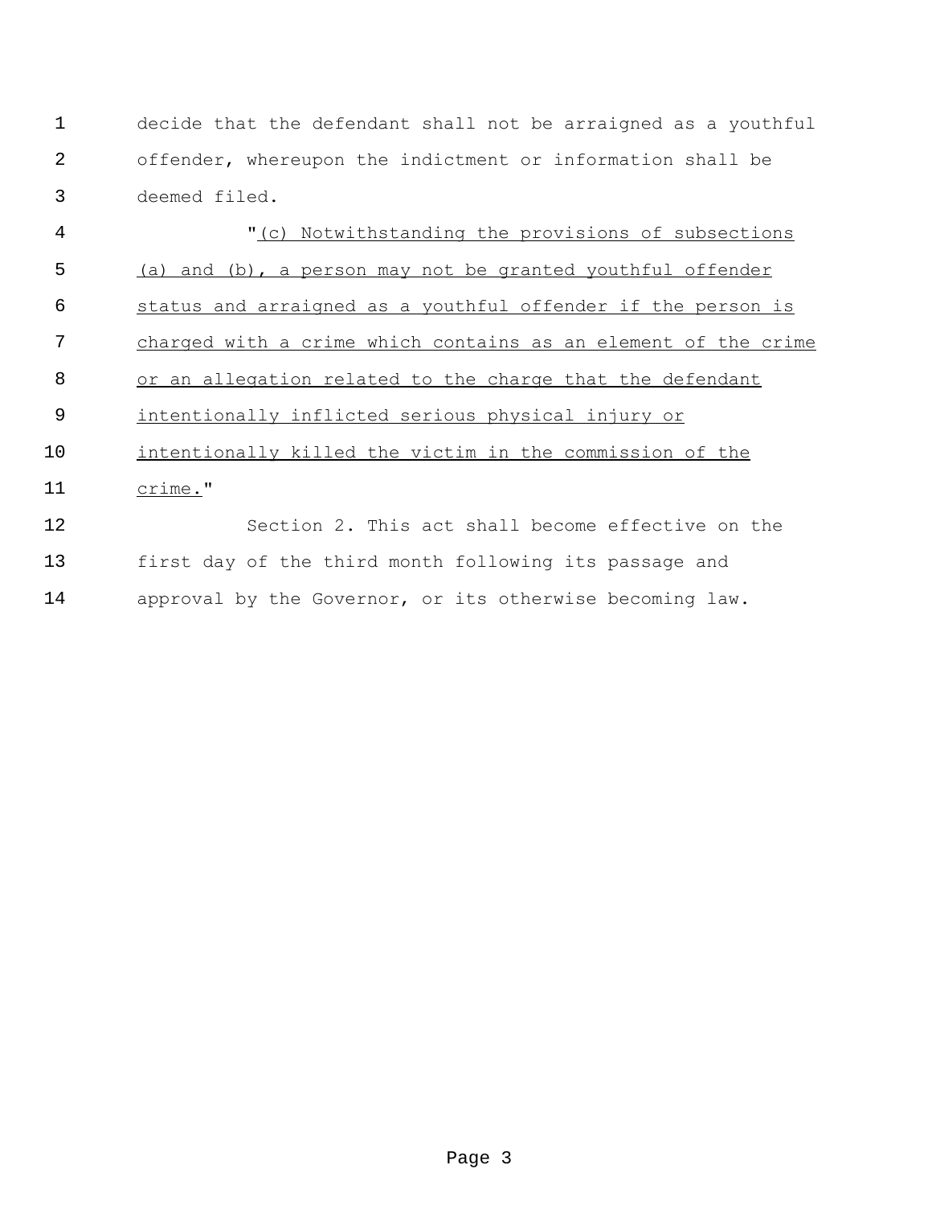decide that the defendant shall not be arraigned as a youthful offender, whereupon the indictment or information shall be deemed filed.

"<u>(c) Notwithstanding the provisions of subsections (a) and (b), a person may not be granted youthful offender status and arraigned as a youthful offender if the person is charged with a crime which contains as an element of the crime or an allegation related to the charge that the defendant intentionally inflicted serious physical injury or intentionally killed the victim in the commission of the crime.</u>"

Section 2. This act shall become effective on the first day of the third month following its passage and approval by the Governor, or its otherwise becoming law.